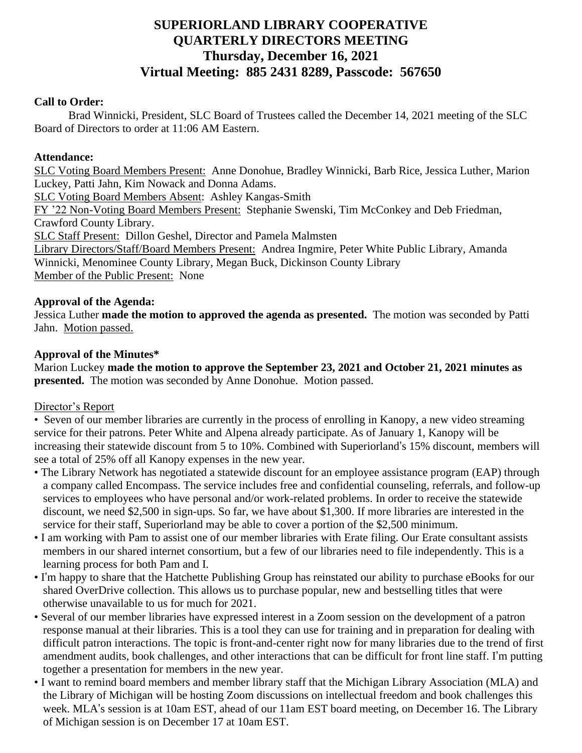# SUPERIORLAND LIBRARY COOPERATIVE
# QUARTERLY DIRECTORS MEETING
# Thursday, December 16, 2021
# Virtual Meeting: 885 2431 8289, Passcode: 567650

**Call to Order:**

Brad Winnicki, President, SLC Board of Trustees called the December 14, 2021 meeting of the SLC Board of Directors to order at 11:06 AM Eastern.

**Attendance:**

SLC Voting Board Members Present: Anne Donohue, Bradley Winnicki, Barb Rice, Jessica Luther, Marion Luckey, Patti Jahn, Kim Nowack and Donna Adams.
SLC Voting Board Members Absent: Ashley Kangas-Smith
FY '22 Non-Voting Board Members Present: Stephanie Swenski, Tim McConkey and Deb Friedman, Crawford County Library.
SLC Staff Present: Dillon Geshel, Director and Pamela Malmsten
Library Directors/Staff/Board Members Present: Andrea Ingmire, Peter White Public Library, Amanda Winnicki, Menominee County Library, Megan Buck, Dickinson County Library
Member of the Public Present: None

**Approval of the Agenda:**

Jessica Luther **made the motion to approved the agenda as presented.** The motion was seconded by Patti Jahn. Motion passed.

**Approval of the Minutes***

Marion Luckey **made the motion to approve the September 23, 2021 and October 21, 2021 minutes as presented.** The motion was seconded by Anne Donohue. Motion passed.

Director's Report

- Seven of our member libraries are currently in the process of enrolling in Kanopy, a new video streaming service for their patrons. Peter White and Alpena already participate. As of January 1, Kanopy will be increasing their statewide discount from 5 to 10%. Combined with Superiorland's 15% discount, members will see a total of 25% off all Kanopy expenses in the new year.
- The Library Network has negotiated a statewide discount for an employee assistance program (EAP) through a company called Encompass. The service includes free and confidential counseling, referrals, and follow-up services to employees who have personal and/or work-related problems. In order to receive the statewide discount, we need $2,500 in sign-ups. So far, we have about $1,300. If more libraries are interested in the service for their staff, Superiorland may be able to cover a portion of the $2,500 minimum.
- I am working with Pam to assist one of our member libraries with Erate filing. Our Erate consultant assists members in our shared internet consortium, but a few of our libraries need to file independently. This is a learning process for both Pam and I.
- I'm happy to share that the Hatchette Publishing Group has reinstated our ability to purchase eBooks for our shared OverDrive collection. This allows us to purchase popular, new and bestselling titles that were otherwise unavailable to us for much for 2021.
- Several of our member libraries have expressed interest in a Zoom session on the development of a patron response manual at their libraries. This is a tool they can use for training and in preparation for dealing with difficult patron interactions. The topic is front-and-center right now for many libraries due to the trend of first amendment audits, book challenges, and other interactions that can be difficult for front line staff. I'm putting together a presentation for members in the new year.
- I want to remind board members and member library staff that the Michigan Library Association (MLA) and the Library of Michigan will be hosting Zoom discussions on intellectual freedom and book challenges this week. MLA's session is at 10am EST, ahead of our 11am EST board meeting, on December 16. The Library of Michigan session is on December 17 at 10am EST.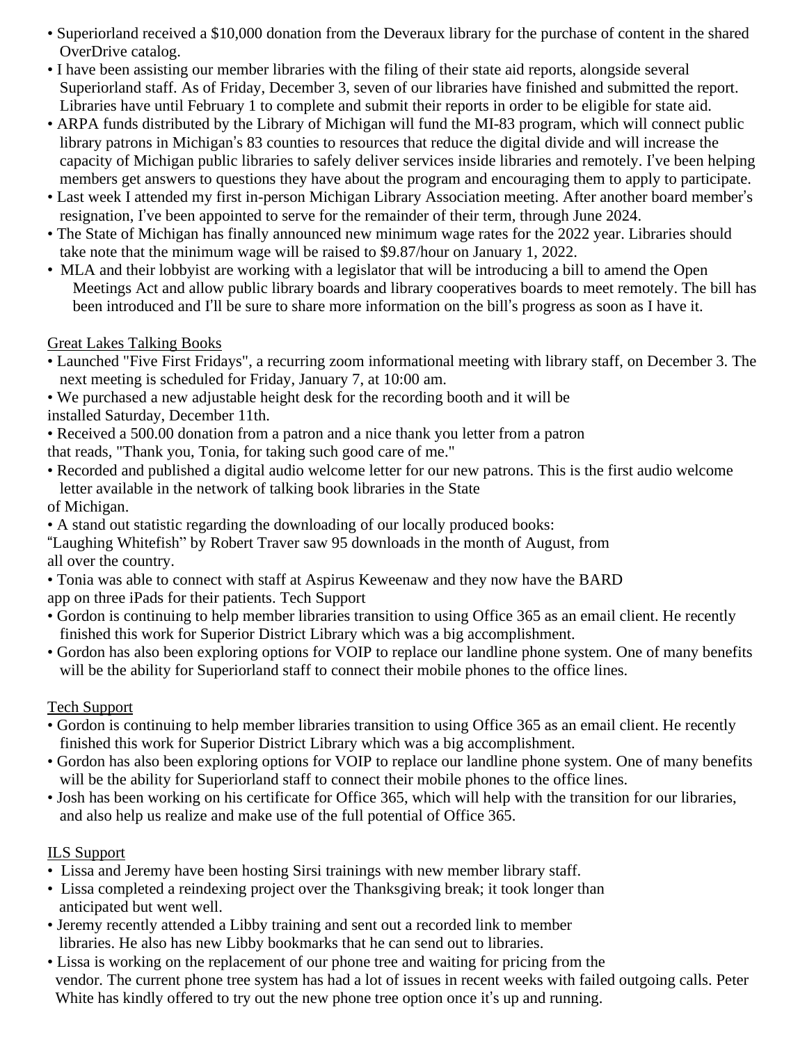- Superiorland received a $10,000 donation from the Deveraux library for the purchase of content in the shared OverDrive catalog.
- I have been assisting our member libraries with the filing of their state aid reports, alongside several Superiorland staff. As of Friday, December 3, seven of our libraries have finished and submitted the report. Libraries have until February 1 to complete and submit their reports in order to be eligible for state aid.
- ARPA funds distributed by the Library of Michigan will fund the MI-83 program, which will connect public library patrons in Michigan's 83 counties to resources that reduce the digital divide and will increase the capacity of Michigan public libraries to safely deliver services inside libraries and remotely. I've been helping members get answers to questions they have about the program and encouraging them to apply to participate.
- Last week I attended my first in-person Michigan Library Association meeting. After another board member's resignation, I've been appointed to serve for the remainder of their term, through June 2024.
- The State of Michigan has finally announced new minimum wage rates for the 2022 year. Libraries should take note that the minimum wage will be raised to $9.87/hour on January 1, 2022.
- MLA and their lobbyist are working with a legislator that will be introducing a bill to amend the Open Meetings Act and allow public library boards and library cooperatives boards to meet remotely. The bill has been introduced and I'll be sure to share more information on the bill's progress as soon as I have it.

<u>Great Lakes Talking Books</u>

- Launched "Five First Fridays", a recurring zoom informational meeting with library staff, on December 3. The next meeting is scheduled for Friday, January 7, at 10:00 am.
- We purchased a new adjustable height desk for the recording booth and it will be installed Saturday, December 11th.
- Received a 500.00 donation from a patron and a nice thank you letter from a patron that reads, "Thank you, Tonia, for taking such good care of me."
- Recorded and published a digital audio welcome letter for our new patrons. This is the first audio welcome letter available in the network of talking book libraries in the State of Michigan.
- A stand out statistic regarding the downloading of our locally produced books: "Laughing Whitefish" by Robert Traver saw 95 downloads in the month of August, from all over the country.
- Tonia was able to connect with staff at Aspirus Keweenaw and they now have the BARD app on three iPads for their patients. Tech Support
- Gordon is continuing to help member libraries transition to using Office 365 as an email client. He recently finished this work for Superior District Library which was a big accomplishment.
- Gordon has also been exploring options for VOIP to replace our landline phone system. One of many benefits will be the ability for Superiorland staff to connect their mobile phones to the office lines.

<u>Tech Support</u>

- Gordon is continuing to help member libraries transition to using Office 365 as an email client. He recently finished this work for Superior District Library which was a big accomplishment.
- Gordon has also been exploring options for VOIP to replace our landline phone system. One of many benefits will be the ability for Superiorland staff to connect their mobile phones to the office lines.
- Josh has been working on his certificate for Office 365, which will help with the transition for our libraries, and also help us realize and make use of the full potential of Office 365.

<u>ILS Support</u>

- Lissa and Jeremy have been hosting Sirsi trainings with new member library staff.
- Lissa completed a reindexing project over the Thanksgiving break; it took longer than anticipated but went well.
- Jeremy recently attended a Libby training and sent out a recorded link to member libraries. He also has new Libby bookmarks that he can send out to libraries.
- Lissa is working on the replacement of our phone tree and waiting for pricing from the vendor. The current phone tree system has had a lot of issues in recent weeks with failed outgoing calls. Peter White has kindly offered to try out the new phone tree option once it's up and running.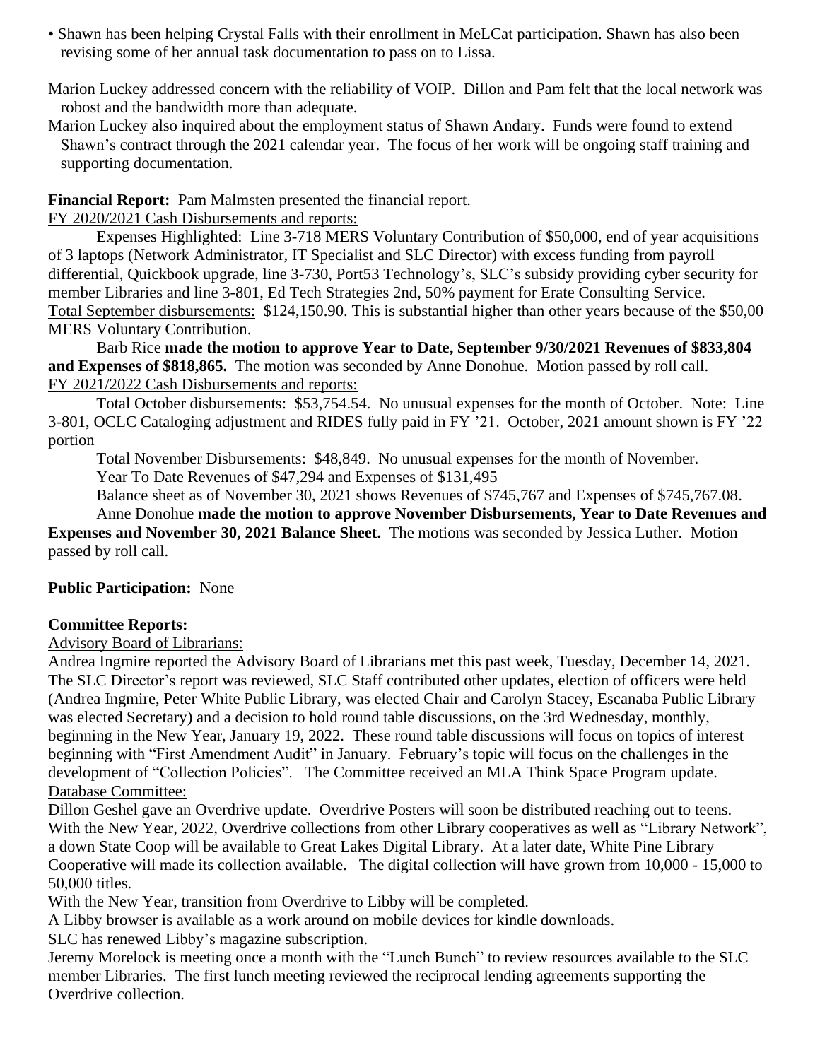- Shawn has been helping Crystal Falls with their enrollment in MeLCat participation. Shawn has also been revising some of her annual task documentation to pass on to Lissa.

Marion Luckey addressed concern with the reliability of VOIP. Dillon and Pam felt that the local network was robost and the bandwidth more than adequate.

Marion Luckey also inquired about the employment status of Shawn Andary. Funds were found to extend Shawn's contract through the 2021 calendar year. The focus of her work will be ongoing staff training and supporting documentation.

**Financial Report:** Pam Malmsten presented the financial report.

FY 2020/2021 Cash Disbursements and reports:

Expenses Highlighted: Line 3-718 MERS Voluntary Contribution of $50,000, end of year acquisitions of 3 laptops (Network Administrator, IT Specialist and SLC Director) with excess funding from payroll differential, Quickbook upgrade, line 3-730, Port53 Technology's, SLC's subsidy providing cyber security for member Libraries and line 3-801, Ed Tech Strategies 2nd, 50% payment for Erate Consulting Service.

Total September disbursements: $124,150.90. This is substantial higher than other years because of the $50,00 MERS Voluntary Contribution.

Barb Rice **made the motion to approve Year to Date, September 9/30/2021 Revenues of $833,804 and Expenses of $818,865.** The motion was seconded by Anne Donohue. Motion passed by roll call.

FY 2021/2022 Cash Disbursements and reports:

Total October disbursements: $53,754.54. No unusual expenses for the month of October. Note: Line 3-801, OCLC Cataloging adjustment and RIDES fully paid in FY '21. October, 2021 amount shown is FY '22 portion

Total November Disbursements: $48,849. No unusual expenses for the month of November.

Year To Date Revenues of $47,294 and Expenses of $131,495

Balance sheet as of November 30, 2021 shows Revenues of $745,767 and Expenses of $745,767.08.

Anne Donohue **made the motion to approve November Disbursements, Year to Date Revenues and Expenses and November 30, 2021 Balance Sheet.** The motions was seconded by Jessica Luther. Motion passed by roll call.

**Public Participation:** None

**Committee Reports:**

Advisory Board of Librarians:

Andrea Ingmire reported the Advisory Board of Librarians met this past week, Tuesday, December 14, 2021. The SLC Director's report was reviewed, SLC Staff contributed other updates, election of officers were held (Andrea Ingmire, Peter White Public Library, was elected Chair and Carolyn Stacey, Escanaba Public Library was elected Secretary) and a decision to hold round table discussions, on the 3rd Wednesday, monthly, beginning in the New Year, January 19, 2022. These round table discussions will focus on topics of interest beginning with "First Amendment Audit" in January. February's topic will focus on the challenges in the development of "Collection Policies". The Committee received an MLA Think Space Program update.

Database Committee:

Dillon Geshel gave an Overdrive update. Overdrive Posters will soon be distributed reaching out to teens. With the New Year, 2022, Overdrive collections from other Library cooperatives as well as "Library Network", a down State Coop will be available to Great Lakes Digital Library. At a later date, White Pine Library Cooperative will made its collection available. The digital collection will have grown from 10,000 - 15,000 to 50,000 titles.

With the New Year, transition from Overdrive to Libby will be completed.

A Libby browser is available as a work around on mobile devices for kindle downloads.

SLC has renewed Libby's magazine subscription.

Jeremy Morelock is meeting once a month with the "Lunch Bunch" to review resources available to the SLC member Libraries. The first lunch meeting reviewed the reciprocal lending agreements supporting the Overdrive collection.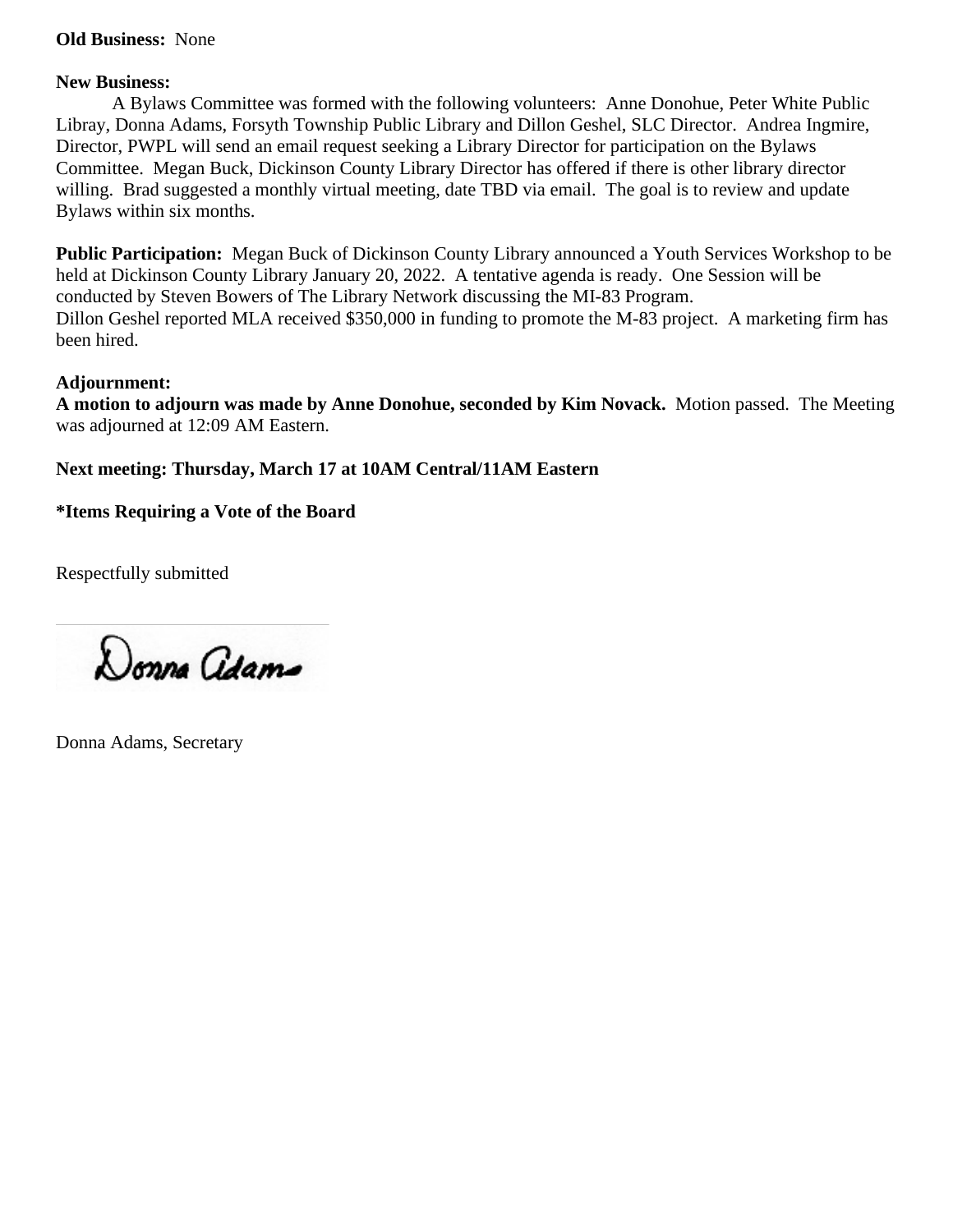**Old Business:** None

**New Business:**

A Bylaws Committee was formed with the following volunteers: Anne Donohue, Peter White Public Libray, Donna Adams, Forsyth Township Public Library and Dillon Geshel, SLC Director. Andrea Ingmire, Director, PWPL will send an email request seeking a Library Director for participation on the Bylaws Committee. Megan Buck, Dickinson County Library Director has offered if there is other library director willing. Brad suggested a monthly virtual meeting, date TBD via email. The goal is to review and update Bylaws within six months.

**Public Participation:** Megan Buck of Dickinson County Library announced a Youth Services Workshop to be held at Dickinson County Library January 20, 2022. A tentative agenda is ready. One Session will be conducted by Steven Bowers of The Library Network discussing the MI-83 Program.
Dillon Geshel reported MLA received $350,000 in funding to promote the M-83 project. A marketing firm has been hired.

**Adjournment:**
**A motion to adjourn was made by Anne Donohue, seconded by Kim Novack.** Motion passed. The Meeting was adjourned at 12:09 AM Eastern.

**Next meeting: Thursday, March 17 at 10AM Central/11AM Eastern**

**\*Items Requiring a Vote of the Board**

Respectfully submitted

Donna Adams

Donna Adams, Secretary